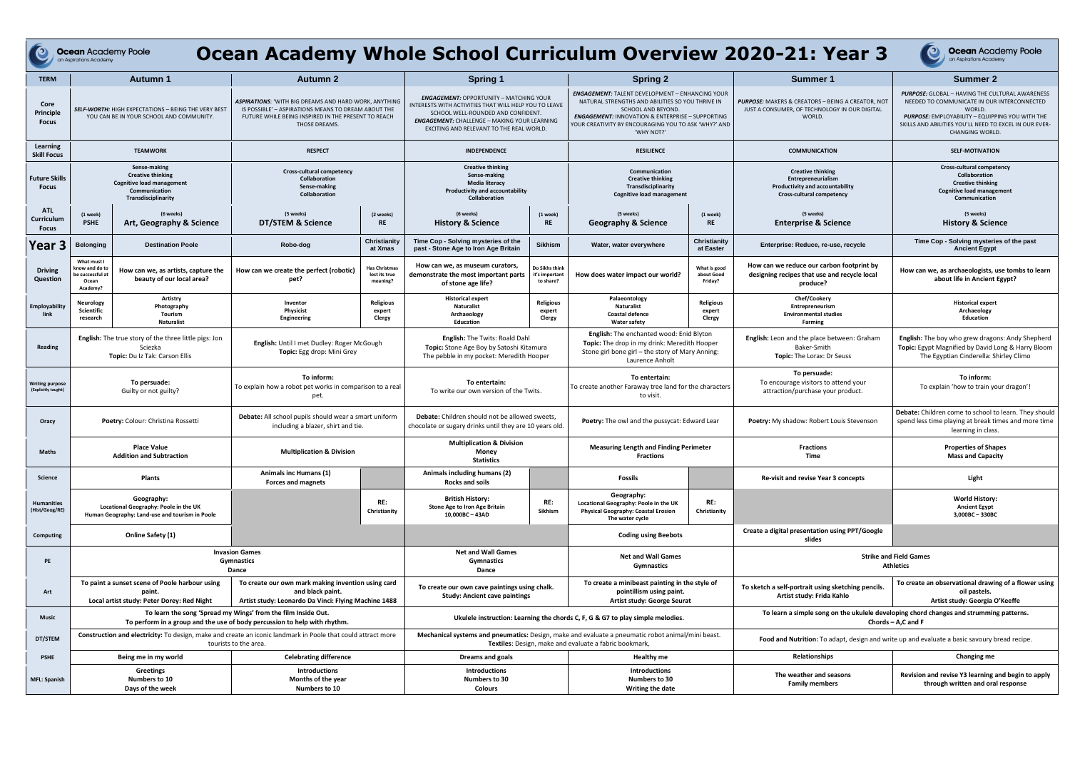# Ocean Academy Whole School Curriculum Overview 2020-21: Year 3

| TERM | Autumn 1 | | Autumn 2 | | Spring 1 | | Spring 2 | | Summer 1 | Summer 2 |
|---|---|---|---|---|---|---|---|---|---|---|
| Core Principle Focus | *SELF-WORTH:* HIGH EXPECTATIONS – BEING THE VERY BEST YOU CAN BE IN YOUR SCHOOL AND COMMUNITY. | | *ASPIRATIONS:* 'WITH BIG DREAMS AND HARD WORK, ANYTHING IS POSSIBLE' – ASPIRATIONS MEANS TO DREAM ABOUT THE FUTURE WHILE BEING INSPIRED IN THE PRESENT TO REACH THOSE DREAMS. | | *ENGAGEMENT:* OPPORTUNITY – MATCHING YOUR INTERESTS WITH ACTIVITIES THAT WILL HELP YOU TO LEAVE SCHOOL WELL-ROUNDED AND CONFIDENT. *ENGAGEMENT:* CHALLENGE – MAKING YOUR LEARNING EXCITING AND RELEVANT TO THE REAL WORLD. | | *ENGAGEMENT:* TALENT DEVELOPMENT – ENHANCING YOUR NATURAL STRENGTHS AND ABILITIES SO YOU THRIVE IN SCHOOL AND BEYOND. *ENGAGEMENT:* INNOVATION & ENTERPRISE – SUPPORTING YOUR CREATIVITY BY ENCOURAGING YOU TO ASK 'WHY?' AND 'WHY NOT?' | | *PURPOSE:* MAKERS & CREATORS – BEING A CREATOR, NOT JUST A CONSUMER, OF TECHNOLOGY IN OUR DIGITAL WORLD. | *PURPOSE:* GLOBAL – HAVING THE CULTURAL AWARENESS NEEDED TO COMMUNICATE IN OUR INTERCONNECTED WORLD. *PURPOSE:* EMPLOYABILITY – EQUIPPING YOU WITH THE SKILLS AND ABILITIES YOU'LL NEED TO EXCEL IN OUR EVER-CHANGING WORLD. |
| Learning Skill Focus | TEAMWORK | | RESPECT | | INDEPENDENCE | | RESILIENCE | | COMMUNICATION | SELF-MOTIVATION |
| Future Skills Focus | Sense-making<br>Creative thinking<br>Cognitive load management<br>Communication<br>Transdisciplinarity | | Cross-cultural competency<br>Collaboration<br>Sense-making<br>Collaboration | | Creative thinking<br>Sense-making<br>Media literacy<br>Productivity and accountability<br>Collaboration | | Communication<br>Creative thinking<br>Transdisciplinarity<br>Cognitive load management | | Creative thinking<br>Entrepreneurialism<br>Productivity and accountability<br>Cross-cultural competency | Cross-cultural competency<br>Collaboration<br>Creative thinking<br>Cognitive load management<br>Communication |
| ATL Curriculum Focus | (1 week)<br>**PSHE** | (6 weeks)<br>**Art, Geography & Science** | (5 weeks)<br>**DT/STEM & Science** | (2 weeks)<br>**RE** | (6 weeks)<br>**History & Science** | (1 week)<br>**RE** | (5 weeks)<br>**Geography & Science** | (1 week)<br>**RE** | (5 weeks)<br>**Enterprise & Science** | (5 weeks)<br>**History & Science** |
| **Year 3** | **Belonging** | **Destination Poole** | **Robo-dog** | **Christianity at Xmas** | **Time Cop - Solving mysteries of the past - Stone Age to Iron Age Britain** | **Sikhism** | **Water, water everywhere** | **Christianity at Easter** | **Enterprise: Reduce, re-use, recycle** | **Time Cop - Solving mysteries of the past Ancient Egypt** |
| Driving Question | What must I know and do to be successful at Ocean Academy? | How can we, as artists, capture the beauty of our local area? | How can we create the perfect (robotic) pet? | Has Christmas lost its true meaning? | How can we, as museum curators, demonstrate the most important parts of stone age life? | Do Sikhs think it's important to share? | How does water impact our world? | What is good about Good Friday? | How can we reduce our carbon footprint by designing recipes that use and recycle local produce? | How can we, as archaeologists, use tombs to learn about life in Ancient Egypt? |
| Employability link | Neurology<br>Scientific research | Artistry<br>Photography<br>Tourism<br>Naturalist | Inventor<br>Physicist<br>Engineering | Religious expert<br>Clergy | Historical expert<br>Naturalist<br>Archaeology<br>Education | Religious expert<br>Clergy | Palaeontology<br>Naturalist<br>Coastal defence<br>Water safety | Religious expert<br>Clergy | Chef/Cookery<br>Entrepreneurism<br>Environmental studies<br>Farming | Historical expert<br>Archaeology<br>Education |
| Reading | **English:** The true story of the three little pigs: Jon Sciezka<br>**Topic:** Du Iz Tak: Carson Ellis | | **English:** Until I met Dudley: Roger McGough<br>**Topic:** Egg drop: Mini Grey | | **English:** The Twits: Roald Dahl<br>**Topic:** Stone Age Boy by Satoshi Kitamura<br>The pebble in my pocket: Meredith Hooper | | **English:** The enchanted wood: Enid Blyton<br>**Topic:** The drop in my drink: Meredith Hooper<br>Stone girl bone girl – the story of Mary Anning: Laurence Anholt | | **English:** Leon and the place between: Graham Baker-Smith<br>**Topic:** The Lorax: Dr Seuss | **English:** The boy who grew dragons: Andy Shepherd<br>**Topic:** Egypt Magnified by David Long & Harry Bloom<br>The Egyptian Cinderella: Shirley Climo |
| Writing purpose (Explicitly taught) | **To persuade:**<br>Guilty or not guilty? | | **To inform:**<br>To explain how a robot pet works in comparison to a real pet. | | **To entertain:**<br>To write our own version of the Twits. | | **To entertain:**<br>To create another Faraway tree land for the characters to visit. | | **To persuade:**<br>To encourage visitors to attend your attraction/purchase your product. | **To inform:**<br>To explain 'how to train your dragon'! |
| Oracy | **Poetry:** Colour: Christina Rossetti | | **Debate:** All school pupils should wear a smart uniform including a blazer, shirt and tie. | | **Debate:** Children should not be allowed sweets, chocolate or sugary drinks until they are 10 years old. | | **Poetry:** The owl and the pussycat: Edward Lear | | **Poetry:** My shadow: Robert Louis Stevenson | **Debate:** Children come to school to learn. They should spend less time playing at break times and more time learning in class. |
| Maths | **Place Value**<br>**Addition and Subtraction** | | **Multiplication & Division** | | **Multiplication & Division**<br>**Money**<br>**Statistics** | | **Measuring Length and Finding Perimeter**<br>**Fractions** | | **Fractions**<br>**Time** | **Properties of Shapes**<br>**Mass and Capacity** |
| Science | **Plants** | | **Animals inc Humans (1)**<br>**Forces and magnets** | | **Animals including humans (2)**<br>**Rocks and soils** | | **Fossils** | | **Re-visit and revise Year 3 concepts** | **Light** |
| Humanities (Hist/Geog/RE) | **Geography:**<br>**Locational Geography: Poole in the UK**<br>**Human Geography: Land-use and tourism in Poole** | | | **RE:**<br>**Christianity** | **British History:**<br>**Stone Age to Iron Age Britain**<br>**10,000BC – 43AD** | **RE:**<br>**Sikhism** | **Geography:**<br>**Locational Geography: Poole in the UK**<br>**Physical Geography: Coastal Erosion**<br>**The water cycle** | **RE:**<br>**Christianity** | | **World History:**<br>**Ancient Egypt**<br>**3,000BC – 330BC** |
| Computing | **Online Safety (1)** | | | | | | **Coding using Beebots** | | **Create a digital presentation using PPT/Google slides** | |
| PE | **Invasion Games**<br>**Gymnastics**<br>**Dance** | | | | **Net and Wall Games**<br>**Gymnastics**<br>**Dance** | | **Net and Wall Games**<br>**Gymnastics** | | **Strike and Field Games**<br>**Athletics** | |
| Art | **To paint a sunset scene of Poole harbour using paint.**<br>**Local artist study: Peter Dorey: Red Night** | | **To create our own mark making invention using card and black paint.**<br>**Artist study: Leonardo Da Vinci: Flying Machine 1488** | | **To create our own cave paintings using chalk.**<br>**Study: Ancient cave paintings** | | **To create a minibeast painting in the style of pointillism using paint.**<br>**Artist study: Georges Seurat** | | **To sketch a self-portrait using sketching pencils.**<br>**Artist study: Frida Kahlo** | **To create an observational drawing of a flower using oil pastels.**<br>**Artist study: Georgia O'Keeffe** |
| Music | **To learn the song 'Spread my Wings' from the film Inside Out.**<br>**To perform in a group and the use of body percussion to help with rhythm.** | | | | **Ukulele instruction: Learning the chords C, F, G & G7 to play simple melodies.** | | | | **To learn a simple song on the ukulele developing chord changes and strumming patterns.**<br>**Chords – A,C and F** | |
| DT/STEM | **Construction and electricity:** To design, make and create an iconic landmark in Poole that could attract more tourists to the area. | | | | **Mechanical systems and pneumatics:** Design, make and evaluate a pneumatic robot animal/mini beast.<br>**Textiles:** Design, make and evaluate a fabric bookmark, | | | | **Food and Nutrition:** To adapt, design and write up and evaluate a basic savoury bread recipe. | |
| PSHE | **Being me in my world** | | **Celebrating difference** | | **Dreams and goals** | | **Healthy me** | | **Relationships** | **Changing me** |
| MFL: Spanish | **Greetings**<br>**Numbers to 10**<br>**Days of the week** | | **Introductions**<br>**Months of the year**<br>**Numbers to 10** | | **Introductions**<br>**Numbers to 30**<br>**Colours** | | **Introductions**<br>**Numbers to 30**<br>**Writing the date** | | **The weather and seasons**<br>**Family members** | **Revision and revise Y3 learning and begin to apply through written and oral response** |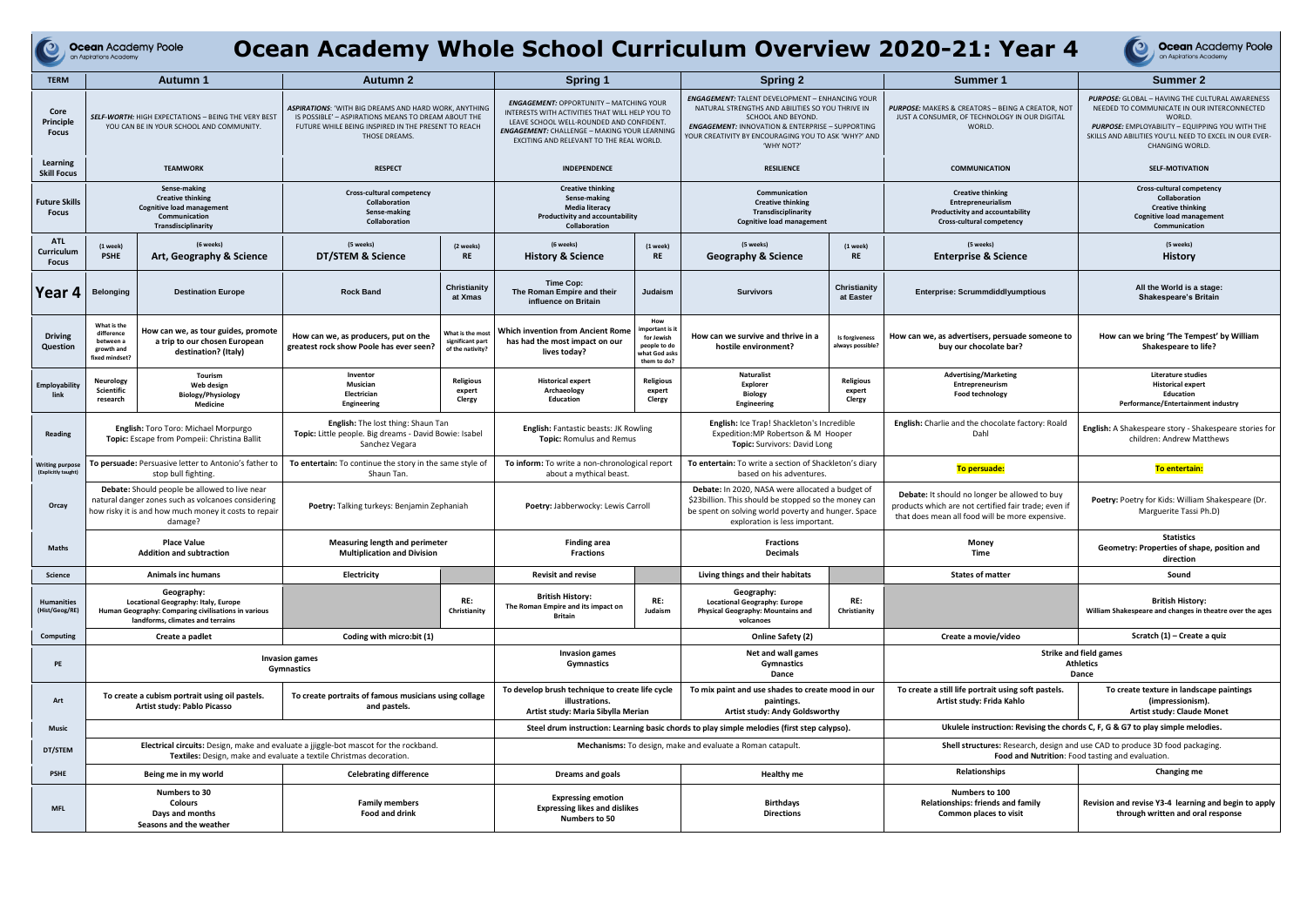# Ocean Academy Whole School Curriculum Overview 2020-21: Year 4

| TERM | Autumn 1 | | Autumn 2 | | Spring 1 | | Spring 2 | | Summer 1 | Summer 2 |
|---|---|---|---|---|---|---|---|---|---|---|
| Core Principle Focus | *SELF-WORTH:* HIGH EXPECTATIONS – BEING THE VERY BEST YOU CAN BE IN YOUR SCHOOL AND COMMUNITY. | | *ASPIRATIONS*: 'WITH BIG DREAMS AND HARD WORK, ANYTHING IS POSSIBLE' – ASPIRATIONS MEANS TO DREAM ABOUT THE FUTURE WHILE BEING INSPIRED IN THE PRESENT TO REACH THOSE DREAMS. | | *ENGAGEMENT:* OPPORTUNITY – MATCHING YOUR INTERESTS WITH ACTIVITIES THAT WILL HELP YOU TO LEAVE SCHOOL WELL-ROUNDED AND CONFIDENT. *ENGAGEMENT:* CHALLENGE – MAKING YOUR LEARNING EXCITING AND RELEVANT TO THE REAL WORLD. | | *ENGAGEMENT:* TALENT DEVELOPMENT – ENHANCING YOUR NATURAL STRENGTHS AND ABILITIES SO YOU THRIVE IN SCHOOL AND BEYOND. *ENGAGEMENT:* INNOVATION & ENTERPRISE – SUPPORTING YOUR CREATIVITY BY ENCOURAGING YOU TO ASK 'WHY?' AND 'WHY NOT?' | | *PURPOSE:* MAKERS & CREATORS – BEING A CREATOR, NOT JUST A CONSUMER, OF TECHNOLOGY IN OUR DIGITAL WORLD. | *PURPOSE:* GLOBAL – HAVING THE CULTURAL AWARENESS NEEDED TO COMMUNICATE IN OUR INTERCONNECTED WORLD. *PURPOSE:* EMPLOYABILITY – EQUIPPING YOU WITH THE SKILLS AND ABILITIES YOU'LL NEED TO EXCEL IN OUR EVER-CHANGING WORLD. |
| Learning Skill Focus | TEAMWORK | | RESPECT | | INDEPENDENCE | | RESILIENCE | | COMMUNICATION | SELF-MOTIVATION |
| Future Skills Focus | Sense-making<br>Creative thinking<br>Cognitive load management<br>Communication<br>Transdisciplinarity | | Cross-cultural competency<br>Collaboration<br>Sense-making<br>Collaboration | | Creative thinking<br>Sense-making<br>Media literacy<br>Productivity and accountability<br>Collaboration | | Communication<br>Creative thinking<br>Transdisciplinarity<br>Cognitive load management | | Creative thinking<br>Entrepreneurialism<br>Productivity and accountability<br>Cross-cultural competency | Cross-cultural competency<br>Collaboration<br>Creative thinking<br>Cognitive load management<br>Communication |
| ATL Curriculum Focus | (1 week) PSHE | (6 weeks) Art, Geography & Science | (5 weeks) DT/STEM & Science | (2 weeks) RE | (6 weeks) History & Science | (1 week) RE | (5 weeks) Geography & Science | (1 week) RE | (5 weeks) Enterprise & Science | (5 weeks) History |
| **Year 4** | Belonging | Destination Europe | Rock Band | Christianity at Xmas | Time Cop: The Roman Empire and their influence on Britain | Judaism | Survivors | Christianity at Easter | Enterprise: Scrummdiddlyumptious | All the World is a stage: Shakespeare's Britain |
| Driving Question | What is the difference between a growth and fixed mindset? | How can we, as tour guides, promote a trip to our chosen European destination? (Italy) | How can we, as producers, put on the greatest rock show Poole has ever seen? | What is the most significant part of the nativity? | Which invention from Ancient Rome has had the most impact on our lives today? | How important is it for Jewish people to do what God asks them to do? | How can we survive and thrive in a hostile environment? | Is forgiveness always possible? | How can we, as advertisers, persuade someone to buy our chocolate bar? | How can we bring 'The Tempest' by William Shakespeare to life? |
| Employability link | Neurology<br>Scientific research | Tourism<br>Web design<br>Biology/Physiology<br>Medicine | Inventor<br>Musician<br>Electrician<br>Engineering | Religious expert<br>Clergy | Historical expert<br>Archaeology<br>Education | Religious expert<br>Clergy | Naturalist<br>Explorer<br>Biology<br>Engineering | Religious expert<br>Clergy | Advertising/Marketing<br>Entrepreneurism<br>Food technology | Literature studies<br>Historical expert<br>Education<br>Performance/Entertainment industry |
| Reading | **English:** Toro Toro: Michael Morpurgo<br>**Topic:** Escape from Pompeii: Christina Ballit | | **English:** The lost thing: Shaun Tan<br>**Topic:** Little people. Big dreams - David Bowie: Isabel Sanchez Vegara | | **English:** Fantastic beasts: JK Rowling<br>**Topic:** Romulus and Remus | | **English:** Ice Trap! Shackleton's Incredible Expedition:MP Robertson & M Hooper<br>**Topic:** Survivors: David Long | | **English:** Charlie and the chocolate factory: Roald Dahl | **English:** A Shakespeare story - Shakespeare stories for children: Andrew Matthews |
| Writing purpose (Explicitly taught) | **To persuade:** Persuasive letter to Antonio's father to stop bull fighting. | | **To entertain:** To continue the story in the same style of Shaun Tan. | | **To inform:** To write a non-chronological report about a mythical beast. | | **To entertain:** To write a section of Shackleton's diary based on his adventures. | | **To persuade:** | **To entertain:** |
| Oracy | **Debate:** Should people be allowed to live near natural danger zones such as volcanoes considering how risky it is and how much money it costs to repair damage? | | **Poetry:** Talking turkeys: Benjamin Zephaniah | | **Poetry:** Jabberwocky: Lewis Carroll | | **Debate:** In 2020, NASA were allocated a budget of $23billion. This should be stopped so the money can be spent on solving world poverty and hunger. Space exploration is less important. | | **Debate:** It should no longer be allowed to buy products which are not certified fair trade; even if that does mean all food will be more expensive. | **Poetry:** Poetry for Kids: William Shakespeare (Dr. Marguerite Tassi Ph.D) |
| Maths | **Place Value**<br>**Addition and subtraction** | | **Measuring length and perimeter**<br>**Multiplication and Division** | | **Finding area**<br>**Fractions** | | **Fractions**<br>**Decimals** | | **Money**<br>**Time** | **Statistics**<br>**Geometry: Properties of shape, position and direction** |
| Science | **Animals inc humans** | | **Electricity** | | **Revisit and revise** | | **Living things and their habitats** | | **States of matter** | **Sound** |
| Humanities (Hist/Geog/RE) | **Geography:**<br>**Locational Geography: Italy, Europe**<br>**Human Geography: Comparing civilisations in various landforms, climates and terrains** | | | **RE: Christianity** | **British History:**<br>**The Roman Empire and its impact on Britain** | **RE: Judaism** | **Geography:**<br>**Locational Geography: Europe**<br>**Physical Geography: Mountains and volcanoes** | **RE: Christianity** | | **British History:**<br>**William Shakespeare and changes in theatre over the ages** |
| Computing | **Create a padlet** | | **Coding with micro:bit (1)** | | | | **Online Safety (2)** | | **Create a movie/video** | **Scratch (1) – Create a quiz** |
| PE | **Invasion games**<br>**Gymnastics** | | | | **Invasion games**<br>**Gymnastics** | | **Net and wall games**<br>**Gymnastics**<br>**Dance** | | **Strike and field games**<br>**Athletics**<br>**Dance** | |
| Art | **To create a cubism portrait using oil pastels.**<br>**Artist study: Pablo Picasso** | | **To create portraits of famous musicians using collage and pastels.** | | **To develop brush technique to create life cycle illustrations.**<br>**Artist study: Maria Sibylla Merian** | | **To mix paint and use shades to create mood in our paintings.**<br>**Artist study: Andy Goldsworthy** | | **To create a still life portrait using soft pastels.**<br>**Artist study: Frida Kahlo** | **To create texture in landscape paintings (impressionism).**<br>**Artist study: Claude Monet** |
| Music | | | | | **Steel drum instruction: Learning basic chords to play simple melodies (first step calypso).** | | | | **Ukulele instruction: Revising the chords C, F, G & G7 to play simple melodies.** | |
| DT/STEM | **Electrical circuits:** Design, make and evaluate a jiggle-bot mascot for the rockband.<br>**Textiles:** Design, make and evaluate a textile Christmas decoration. | | | | **Mechanisms:** To design, make and evaluate a Roman catapult. | | | | **Shell structures:** Research, design and use CAD to produce 3D food packaging.<br>**Food and Nutrition**: Food tasting and evaluation. | |
| PSHE | **Being me in my world** | | **Celebrating difference** | | **Dreams and goals** | | **Healthy me** | | **Relationships** | **Changing me** |
| MFL | **Numbers to 30**<br>**Colours**<br>**Days and months**<br>**Seasons and the weather** | | **Family members**<br>**Food and drink** | | **Expressing emotion**<br>**Expressing likes and dislikes**<br>**Numbers to 50** | | **Birthdays**<br>**Directions** | | **Numbers to 100**<br>**Relationships: friends and family**<br>**Common places to visit** | **Revision and revise Y3-4 learning and begin to apply through written and oral response** |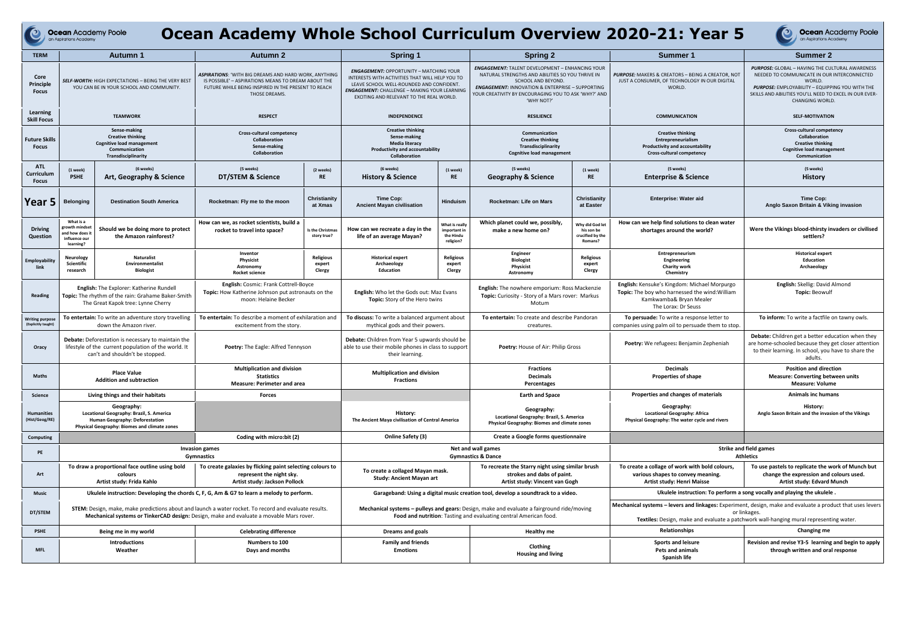# Ocean Academy Whole School Curriculum Overview 2020-21: Year 5

| TERM | Autumn 1 | | Autumn 2 | | Spring 1 | | Spring 2 | | Summer 1 | Summer 2 |
|---|---|---|---|---|---|---|---|---|---|---|
| Core Principle Focus | SELF-WORTH: HIGH EXPECTATIONS – BEING THE VERY BEST YOU CAN BE IN YOUR SCHOOL AND COMMUNITY. | | ASPIRATIONS: 'WITH BIG DREAMS AND HARD WORK, ANYTHING IS POSSIBLE' – ASPIRATIONS MEANS TO DREAM ABOUT THE FUTURE WHILE BEING INSPIRED IN THE PRESENT TO REACH THOSE DREAMS. | | ENGAGEMENT: OPPORTUNITY – MATCHING YOUR INTERESTS WITH ACTIVITIES THAT WILL HELP YOU TO LEAVE SCHOOL WELL-ROUNDED AND CONFIDENT. ENGAGEMENT: CHALLENGE – MAKING YOUR LEARNING EXCITING AND RELEVANT TO THE REAL WORLD. | | ENGAGEMENT: TALENT DEVELOPMENT – ENHANCING YOUR NATURAL STRENGTHS AND ABILITIES SO YOU THRIVE IN SCHOOL AND BEYOND. ENGAGEMENT: INNOVATION & ENTERPRISE – SUPPORTING YOUR CREATIVITY BY ENCOURAGING YOU TO ASK 'WHY?' AND 'WHY NOT?' | | PURPOSE: MAKERS & CREATORS – BEING A CREATOR, NOT JUST A CONSUMER, OF TECHNOLOGY IN OUR DIGITAL WORLD. | PURPOSE: GLOBAL – HAVING THE CULTURAL AWARENESS NEEDED TO COMMUNICATE IN OUR INTERCONNECTED WORLD. PURPOSE: EMPLOYABILITY – EQUIPPING YOU WITH THE SKILLS AND ABILITIES YOU'LL NEED TO EXCEL IN OUR EVER-CHANGING WORLD. |
| Learning Skill Focus | TEAMWORK | | RESPECT | | INDEPENDENCE | | RESILIENCE | | COMMUNICATION | SELF-MOTIVATION |
| Future Skills Focus | Sense-making<br>Creative thinking<br>Cognitive load management<br>Communication<br>Transdisciplinarity | | Cross-cultural competency<br>Collaboration<br>Sense-making<br>Collaboration | | Creative thinking<br>Sense-making<br>Media literacy<br>Productivity and accountability<br>Collaboration | | Communication<br>Creative thinking<br>Transdisciplinarity<br>Cognitive load management | | Creative thinking<br>Entrepreneurialism<br>Productivity and accountability<br>Cross-cultural competency | Cross-cultural competency<br>Collaboration<br>Creative thinking<br>Cognitive load management<br>Communication |
| ATL Curriculum Focus | (1 week) PSHE | (6 weeks) Art, Geography & Science | (5 weeks) DT/STEM & Science | (2 weeks) RE | (6 weeks) History & Science | (1 week) RE | (5 weeks) Geography & Science | (1 week) RE | (5 weeks) Enterprise & Science | (5 weeks) History |
| **Year 5** | Belonging | Destination South America | Rocketman: Fly me to the moon | Christianity at Xmas | Time Cop: Ancient Mayan civilisation | Hinduism | Rocketman: Life on Mars | Christianity at Easter | Enterprise: Water aid | Time Cop: Anglo Saxon Britain & Viking invasion |
| Driving Question | What is a growth mindset and how does it influence our learning? | Should we be doing more to protect the Amazon rainforest? | How can we, as rocket scientists, build a rocket to travel into space? | Is the Christmas story true? | How can we recreate a day in the life of an average Mayan? | What is really important in the Hindu religion? | Which planet could we, possibly, make a new home on? | Why did God let his son be crucified by the Romans? | How can we help find solutions to clean water shortages around the world? | Were the Vikings blood-thirsty invaders or civilised settlers? |
| Employability link | Neurology<br>Scientific research | Naturalist<br>Environmentalist<br>Biologist | Inventor<br>Physicist<br>Astronomy<br>Rocket science | Religious expert<br>Clergy | Historical expert<br>Archaeology<br>Education | Religious expert<br>Clergy | Engineer<br>Biologist<br>Physicist<br>Astronomy | Religious expert<br>Clergy | Entrepreneurism<br>Engineering<br>Charity work<br>Chemistry | Historical expert<br>Education<br>Archaeology |
| Reading | **English:** The Explorer: Katherine Rundell<br>**Topic:** The rhythm of the rain: Grahame Baker-Smith<br>The Great Kapok tree: Lynne Cherry | | **English:** Cosmic: Frank Cottrell-Boyce<br>**Topic:** How Katherine Johnson put astronauts on the moon: Helaine Becker | | **English:** Who let the Gods out: Maz Evans<br>**Topic:** Story of the Hero twins | | **English:** The nowhere emporium: Ross Mackenzie<br>**Topic:** Curiosity - Story of a Mars rover: Markus Motum | | **English:** Kensuke's Kingdom: Michael Morpurgo<br>**Topic:** The boy who harnessed the wind:William Kamkwamba& Bryan Mealer<br>The Lorax: Dr Seuss | **English:** Skellig: David Almond<br>**Topic:** Beowulf |
| Writing purpose (Explicitly taught) | **To entertain:** To write an adventure story travelling down the Amazon river. | | **To entertain:** To describe a moment of exhilaration and excitement from the story. | | **To discuss:** To write a balanced argument about mythical gods and their powers. | | **To entertain:** To create and describe Pandoran creatures. | | **To persuade:** To write a response letter to companies using palm oil to persuade them to stop. | **To inform:** To write a factfile on tawny owls. |
| Oracy | **Debate:** Deforestation is necessary to maintain the lifestyle of the current population of the world. It can't and shouldn't be stopped. | | **Poetry:** The Eagle: Alfred Tennyson | | **Debate:** Children from Year 5 upwards should be able to use their mobile phones in class to support their learning. | | **Poetry:** House of Air: Philip Gross | | **Poetry:** We refugees: Benjamin Zepheniah | **Debate:** Children get a better education when they are home-schooled because they get closer attention to their learning. In school, you have to share the adults. |
| Maths | Place Value<br>Addition and subtraction | | Multiplication and division<br>Statistics<br>Measure: Perimeter and area | | Multiplication and division<br>Fractions | | Fractions<br>Decimals<br>Percentages | | Decimals<br>Properties of shape | Position and direction<br>Measure: Converting between units<br>Measure: Volume |
| Science | Living things and their habitats | | Forces | | | | Earth and Space | | Properties and changes of materials | Animals inc humans |
| Humanities (Hist/Geog/RE) | Geography:<br>Locational Geography: Brazil, S. America<br>Human Geography: Deforestation<br>Physical Geography: Biomes and climate zones | | | | History:<br>The Ancient Maya civilisation of Central America | | Geography:<br>Locational Geography: Brazil, S. America<br>Physical Geography: Biomes and climate zones | | Geography:<br>Locational Geography: Africa<br>Physical Geography: The water cycle and rivers | History:<br>Anglo Saxon Britain and the invasion of the Vikings |
| Computing | | | Coding with micro:bit (2) | | Online Safety (3) | | Create a Google forms questionnaire | | | |
| PE | Invasion games<br>Gymnastics | | | | Net and wall games<br>Gymnastics & Dance | | | | Strike and field games<br>Athletics | |
| Art | To draw a proportional face outline using bold colours<br>Artist study: Frida Kahlo | | To create galaxies by flicking paint selecting colours to represent the night sky.<br>Artist study: Jackson Pollock | | To create a collaged Mayan mask.<br>Study: Ancient Mayan art | | To recreate the Starry night using similar brush strokes and dabs of paint.<br>Artist study: Vincent van Gogh | | To create a collage of work with bold colours, various shapes to convey meaning.<br>Artist study: Henri Maisse | To use pastels to replicate the work of Munch but change the expression and colours used.<br>Artist study: Edvard Munch |
| Music | Ukulele instruction: Developing the chords C, F, G, Am & G7 to learn a melody to perform. | | | | Garageband: Using a digital music creation tool, develop a soundtrack to a video. | | | | Ukulele instruction: To perform a song vocally and playing the ukulele . | |
| DT/STEM | **STEM:** Design, make, make predictions about and launch a water rocket. To record and evaluate results.<br>**Mechanical systems or TinkerCAD design:** Design, make and evaluate a movable Mars rover. | | | | **Mechanical systems – pulleys and gears:** Design, make and evaluate a fairground ride/moving<br>**Food and nutrition**: Tasting and evaluating central American food. | | | | **Mechanical systems – levers and linkages:** Experiment, design, make and evaluate a product that uses levers or linkages.<br>**Textiles:** Design, make and evaluate a patchwork wall-hanging mural representing water. | |
| PSHE | Being me in my world | | Celebrating difference | | Dreams and goals | | Healthy me | | Relationships | Changing me |
| MFL | Introductions<br>Weather | | Numbers to 100<br>Days and months | | Family and friends<br>Emotions | | Clothing<br>Housing and living | | Sports and leisure<br>Pets and animals<br>Spanish life | Revision and revise Y3-5 learning and begin to apply through written and oral response |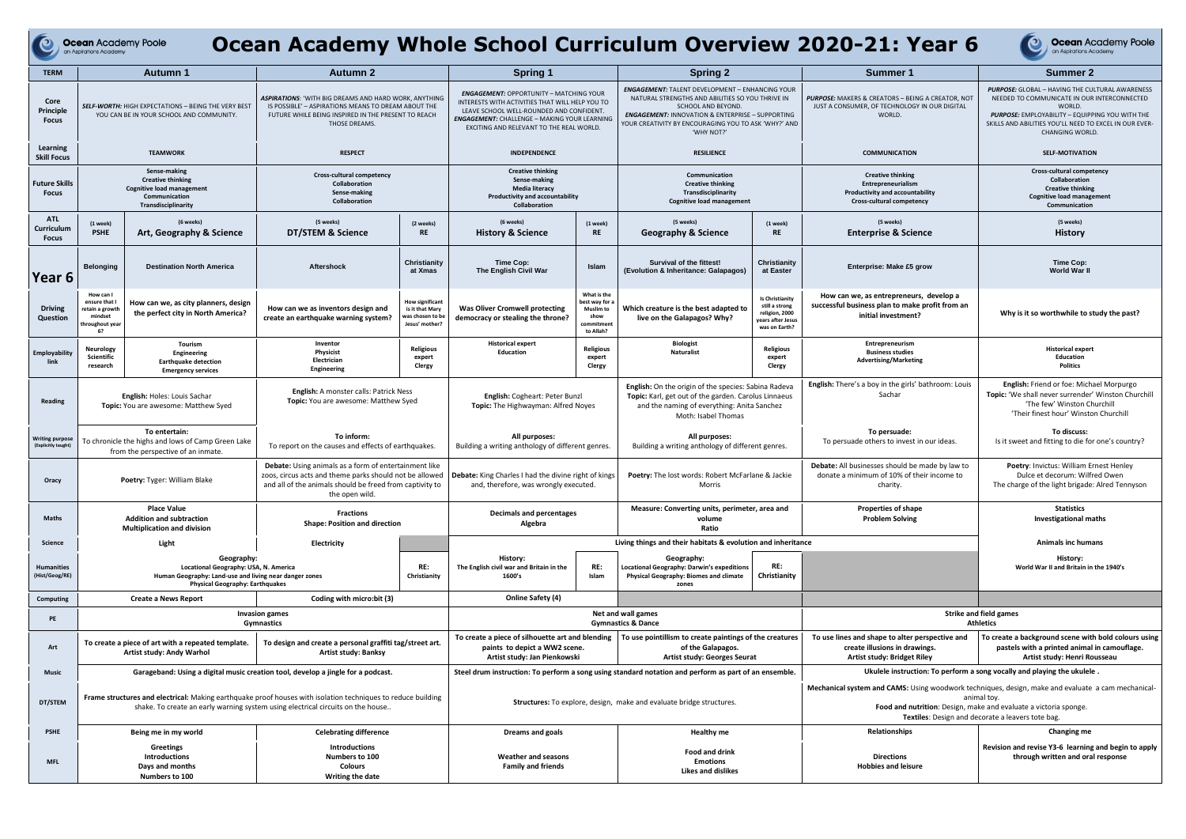# Ocean Academy Whole School Curriculum Overview 2020-21: Year 6

Ocean Academy Poole – an Aspirations Academy

| TERM | Autumn 1 | | Autumn 2 | | Spring 1 | | Spring 2 | | Summer 1 | Summer 2 |
|---|---|---|---|---|---|---|---|---|---|---|
| **Core Principle Focus** | *SELF-WORTH:* HIGH EXPECTATIONS – BEING THE VERY BEST YOU CAN BE IN YOUR SCHOOL AND COMMUNITY. | | *ASPIRATIONS*: 'WITH BIG DREAMS AND HARD WORK, ANYTHING IS POSSIBLE' – ASPIRATIONS MEANS TO DREAM ABOUT THE FUTURE WHILE BEING INSPIRED IN THE PRESENT TO REACH THOSE DREAMS. | | *ENGAGEMENT:* OPPORTUNITY – MATCHING YOUR INTERESTS WITH ACTIVITIES THAT WILL HELP YOU TO LEAVE SCHOOL WELL-ROUNDED AND CONFIDENT. *ENGAGEMENT:* CHALLENGE – MAKING YOUR LEARNING EXCITING AND RELEVANT TO THE REAL WORLD. | | *ENGAGEMENT:* TALENT DEVELOPMENT – ENHANCING YOUR NATURAL STRENGTHS AND ABILITIES SO YOU THRIVE IN SCHOOL AND BEYOND. *ENGAGEMENT:* INNOVATION & ENTERPRISE – SUPPORTING YOUR CREATIVITY BY ENCOURAGING YOU TO ASK 'WHY?' AND 'WHY NOT?' | | *PURPOSE:* MAKERS & CREATORS – BEING A CREATOR, NOT JUST A CONSUMER, OF TECHNOLOGY IN OUR DIGITAL WORLD. | *PURPOSE:* GLOBAL – HAVING THE CULTURAL AWARENESS NEEDED TO COMMUNICATE IN OUR INTERCONNECTED WORLD. *PURPOSE:* EMPLOYABILITY – EQUIPPING YOU WITH THE SKILLS AND ABILITIES YOU'LL NEED TO EXCEL IN OUR EVER-CHANGING WORLD. |
| **Learning Skill Focus** | TEAMWORK | | RESPECT | | INDEPENDENCE | | RESILIENCE | | COMMUNICATION | SELF-MOTIVATION |
| **Future Skills Focus** | Sense-making<br>Creative thinking<br>Cognitive load management<br>Communication<br>Transdisciplinarity | | Cross-cultural competency<br>Collaboration<br>Sense-making<br>Collaboration | | Creative thinking<br>Sense-making<br>Media literacy<br>Productivity and accountability<br>Collaboration | | Communication<br>Creative thinking<br>Transdisciplinarity<br>Cognitive load management | | Creative thinking<br>Entrepreneurialism<br>Productivity and accountability<br>Cross-cultural competency | Cross-cultural competency<br>Collaboration<br>Creative thinking<br>Cognitive load management<br>Communication |
| **ATL Curriculum Focus** | (1 week)<br>**PSHE** | (6 weeks)<br>**Art, Geography & Science** | (5 weeks)<br>**DT/STEM & Science** | (2 weeks)<br>**RE** | (6 weeks)<br>**History & Science** | (1 week)<br>**RE** | (5 weeks)<br>**Geography & Science** | (1 week)<br>**RE** | (5 weeks)<br>**Enterprise & Science** | (5 weeks)<br>**History** |
| **Year 6** | **Belonging** | **Destination North America** | **Aftershock** | **Christianity at Xmas** | **Time Cop: The English Civil War** | **Islam** | **Survival of the fittest! (Evolution & Inheritance: Galapagos)** | **Christianity at Easter** | **Enterprise: Make £5 grow** | **Time Cop: World War II** |
| **Driving Question** | How can I ensure that I retain a growth mindset throughout year 6? | **How can we, as city planners, design the perfect city in North America?** | **How can we as inventors design and create an earthquake warning system?** | How significant is it that Mary was chosen to be Jesus' mother? | **Was Oliver Cromwell protecting democracy or stealing the throne?** | What is the best way for a Muslim to show commitment to Allah? | **Which creature is the best adapted to live on the Galapagos? Why?** | Is Christianity still a strong religion, 2000 years after Jesus was on Earth? | **How can we, as entrepreneurs, develop a successful business plan to make profit from an initial investment?** | **Why is it so worthwhile to study the past?** |
| **Employability link** | Neurology<br>Scientific research | Tourism<br>Engineering<br>Earthquake detection<br>Emergency services | Inventor<br>Physicist<br>Electrician<br>Engineering | Religious expert<br>Clergy | Historical expert<br>Education | Religious expert<br>Clergy | Biologist<br>Naturalist | Religious expert<br>Clergy | Entrepreneurism<br>Business studies<br>Advertising/Marketing | Historical expert<br>Education<br>Politics |
| **Reading** | **English:** Holes: Louis Sachar<br>**Topic:** You are awesome: Matthew Syed | | **English:** A monster calls: Patrick Ness<br>**Topic:** You are awesome: Matthew Syed | | **English:** Cogheart: Peter Bunzl<br>**Topic:** The Highwayman: Alfred Noyes | | **English:** On the origin of the species: Sabina Radeva<br>**Topic:** Karl, get out of the garden. Carolus Linnaeus and the naming of everything: Anita Sanchez<br>Moth: Isabel Thomas | | **English:** There's a boy in the girls' bathroom: Louis Sachar | **English:** Friend or foe: Michael Morpurgo<br>**Topic:** 'We shall never surrender' Winston Churchill<br>'The few' Winston Churchill<br>'Their finest hour' Winston Churchill |
| **Writing purpose (Explicitly taught)** | **To entertain:**<br>To chronicle the highs and lows of Camp Green Lake from the perspective of an inmate. | | **To inform:**<br>To report on the causes and effects of earthquakes. | | **All purposes:**<br>Building a writing anthology of different genres. | | **All purposes:**<br>Building a writing anthology of different genres. | | **To persuade:**<br>To persuade others to invest in our ideas. | **To discuss:**<br>Is it sweet and fitting to die for one's country? |
| **Oracy** | **Poetry:** Tyger: William Blake | | **Debate:** Using animals as a form of entertainment like zoos, circus acts and theme parks should not be allowed and all of the animals should be freed from captivity to the open wild. | | **Debate:** King Charles I had the divine right of kings and, therefore, was wrongly executed. | | **Poetry:** The lost words: Robert McFarlane & Jackie Morris | | **Debate:** All businesses should be made by law to donate a minimum of 10% of their income to charity. | **Poetry**: Invictus: William Ernest Henley<br>Dulce et decorum: Wilfred Owen<br>The charge of the light brigade: Alred Tennyson |
| **Maths** | **Place Value**<br>**Addition and subtraction**<br>**Multiplication and division** | | **Fractions**<br>**Shape: Position and direction** | | **Decimals and percentages**<br>**Algebra** | | **Measure: Converting units, perimeter, area and volume**<br>**Ratio** | | **Properties of shape**<br>**Problem Solving** | **Statistics**<br>**Investigational maths** |
| **Science** | **Light** | | **Electricity** | | **Living things and their habitats & evolution and inheritance** | | | | | **Animals inc humans** |
| **Humanities (Hist/Geog/RE)** | **Geography:**<br>**Locational Geography: USA, N. America**<br>**Human Geography: Land-use and living near danger zones**<br>**Physical Geography: Earthquakes** | | | **RE: Christianity** | **History:**<br>**The English civil war and Britain in the 1600's** | **RE: Islam** | **Geography:**<br>**Locational Geography: Darwin's expeditions**<br>**Physical Geography: Biomes and climate zones** | **RE: Christianity** | | **History:**<br>**World War II and Britain in the 1940's** |
| **Computing** | **Create a News Report** | | **Coding with micro:bit (3)** | | **Online Safety (4)** | | | | | |
| **PE** | **Invasion games**<br>**Gymnastics** | | | | **Net and wall games**<br>**Gymnastics & Dance** | | | | **Strike and field games**<br>**Athletics** | |
| **Art** | **To create a piece of art with a repeated template.**<br>**Artist study: Andy Warhol** | | **To design and create a personal graffiti tag/street art.**<br>**Artist study: Banksy** | | **To create a piece of silhouette art and blending paints to depict a WW2 scene.**<br>**Artist study: Jan Pienkowski** | | **To use pointillism to create paintings of the creatures of the Galapagos.**<br>**Artist study: Georges Seurat** | | **To use lines and shape to alter perspective and create illusions in drawings.**<br>**Artist study: Bridget Riley** | **To create a background scene with bold colours using pastels with a printed animal in camouflage.**<br>**Artist study: Henri Rousseau** |
| **Music** | **Garageband: Using a digital music creation tool, develop a jingle for a podcast.** | | | | **Steel drum instruction: To perform a song using standard notation and perform as part of an ensemble.** | | | | **Ukulele instruction: To perform a song vocally and playing the ukulele .** | |
| **DT/STEM** | **Frame structures and electrical:** Making earthquake proof houses with isolation techniques to reduce building shake. To create an early warning system using electrical circuits on the house.. | | | | **Structures:** To explore, design, make and evaluate bridge structures. | | | | **Mechanical system and CAMS:** Using woodwork techniques, design, make and evaluate a cam mechanical-animal toy.<br>**Food and nutrition**: Design, make and evaluate a victoria sponge.<br>**Textiles**: Design and decorate a leavers tote bag. | |
| **PSHE** | **Being me in my world** | | **Celebrating difference** | | **Dreams and goals** | | **Healthy me** | | **Relationships** | **Changing me** |
| **MFL** | **Greetings**<br>**Introductions**<br>**Days and months**<br>**Numbers to 100** | | **Introductions**<br>**Numbers to 100**<br>**Colours**<br>**Writing the date** | | **Weather and seasons**<br>**Family and friends** | | **Food and drink**<br>**Emotions**<br>**Likes and dislikes** | | **Directions**<br>**Hobbies and leisure** | **Revision and revise Y3-6 learning and begin to apply through written and oral response** |